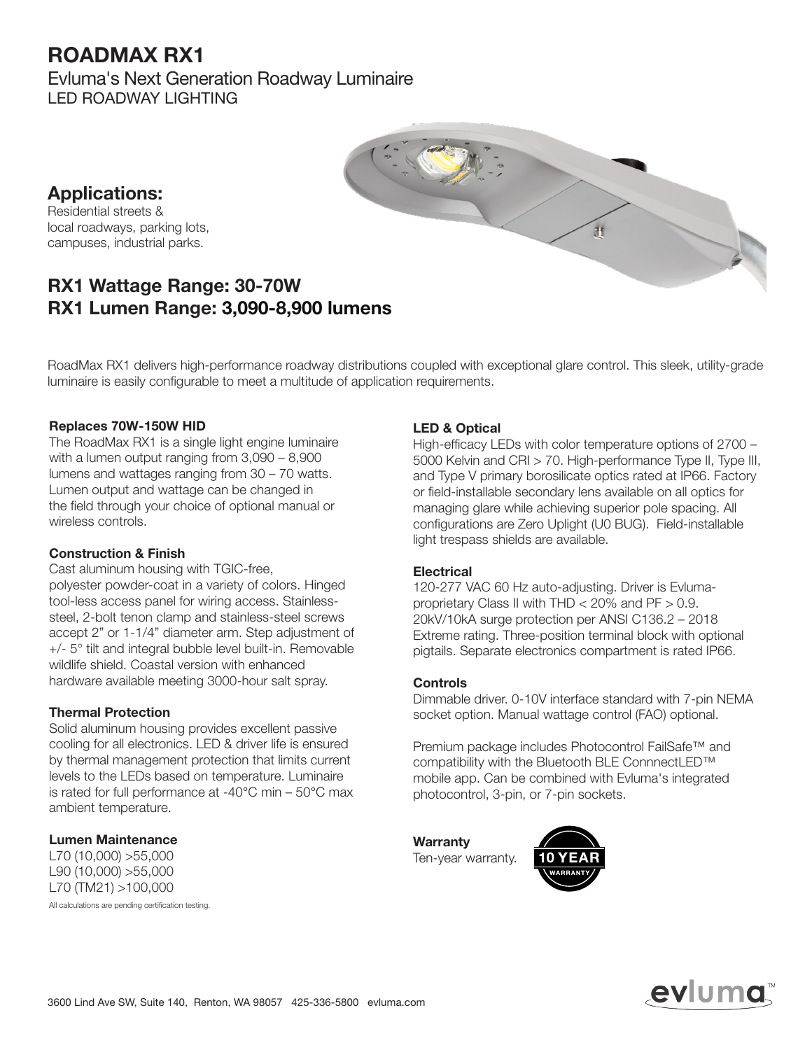# ROADMAX RX1

Evluma's Next Generation Roadway Luminaire
LED ROADWAY LIGHTING

## Applications:

Residential streets & local roadways, parking lots, campuses, industrial parks.

## RX1 Wattage Range: 30-70W
## RX1 Lumen Range: 3,090-8,900 lumens

RoadMax RX1 delivers high-performance roadway distributions coupled with exceptional glare control. This sleek, utility-grade luminaire is easily configurable to meet a multitude of application requirements.

### Replaces 70W-150W HID

The RoadMax RX1 is a single light engine luminaire with a lumen output ranging from 3,090 – 8,900 lumens and wattages ranging from 30 – 70 watts. Lumen output and wattage can be changed in the field through your choice of optional manual or wireless controls.

### Construction & Finish

Cast aluminum housing with TGIC-free, polyester powder-coat in a variety of colors. Hinged tool-less access panel for wiring access. Stainless-steel, 2-bolt tenon clamp and stainless-steel screws accept 2” or 1-1/4” diameter arm. Step adjustment of +/- 5° tilt and integral bubble level built-in. Removable wildlife shield. Coastal version with enhanced hardware available meeting 3000-hour salt spray.

### Thermal Protection

Solid aluminum housing provides excellent passive cooling for all electronics. LED & driver life is ensured by thermal management protection that limits current levels to the LEDs based on temperature. Luminaire is rated for full performance at -40°C min – 50°C max ambient temperature.

### Lumen Maintenance

L70 (10,000) >55,000
L90 (10,000) >55,000
L70 (TM21) >100,000

All calculations are pending certification testing.

### LED & Optical

High-efficacy LEDs with color temperature options of 2700 – 5000 Kelvin and CRI > 70. High-performance Type II, Type III, and Type V primary borosilicate optics rated at IP66. Factory or field-installable secondary lens available on all optics for managing glare while achieving superior pole spacing. All configurations are Zero Uplight (U0 BUG). Field-installable light trespass shields are available.

### Electrical

120-277 VAC 60 Hz auto-adjusting. Driver is Evluma-proprietary Class II with THD < 20% and PF > 0.9. 20kV/10kA surge protection per ANSI C136.2 – 2018 Extreme rating. Three-position terminal block with optional pigtails. Separate electronics compartment is rated IP66.

### Controls

Dimmable driver. 0-10V interface standard with 7-pin NEMA socket option. Manual wattage control (FAO) optional.

Premium package includes Photocontrol FailSafe™ and compatibility with the Bluetooth BLE ConnnectLED™ mobile app. Can be combined with Evluma's integrated photocontrol, 3-pin, or 7-pin sockets.

### Warranty

Ten-year warranty.

10 YEAR WARRANTY

3600 Lind Ave SW, Suite 140, Renton, WA 98057 425-336-5800 evluma.com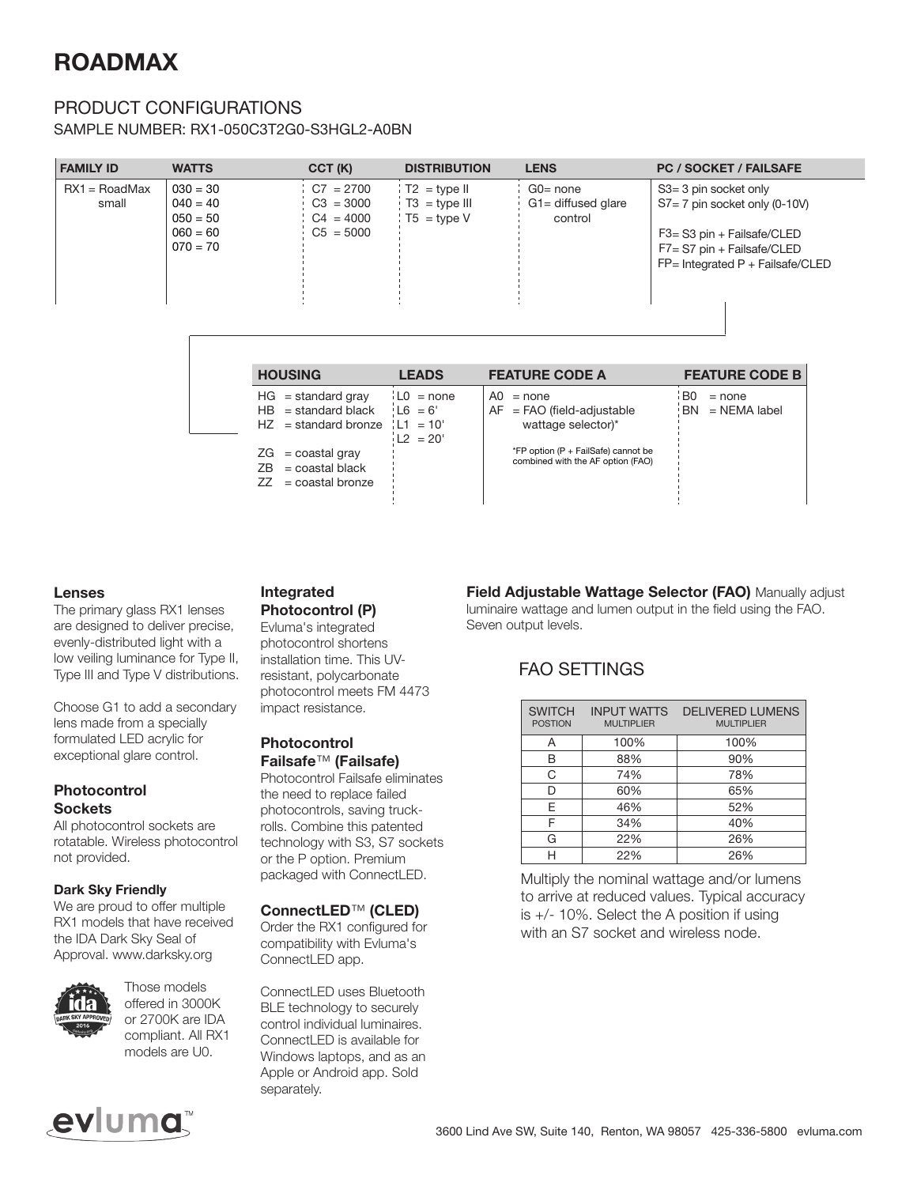# ROADMAX

## PRODUCT CONFIGURATIONS

SAMPLE NUMBER: RX1-050C3T2G0-S3HGL2-A0BN

| FAMILY ID | WATTS | CCT (K) | DISTRIBUTION | LENS | PC / SOCKET / FAILSAFE |
|---|---|---|---|---|---|
| RX1 = RoadMax small | 030 = 30<br>040 = 40<br>050 = 50<br>060 = 60<br>070 = 70 | C7 = 2700<br>C3 = 3000<br>C4 = 4000<br>C5 = 5000 | T2 = type II<br>T3 = type III<br>T5 = type V | G0= none<br>G1= diffused glare control | S3= 3 pin socket only<br>S7= 7 pin socket only (0-10V)<br>F3= S3 pin + Failsafe/CLED<br>F7= S7 pin + Failsafe/CLED<br>FP= Integrated P + Failsafe/CLED |

| HOUSING | LEADS | FEATURE CODE A | FEATURE CODE B |
|---|---|---|---|
| HG = standard gray<br>HB = standard black<br>HZ = standard bronze<br>ZG = coastal gray<br>ZB = coastal black<br>ZZ = coastal bronze | L0 = none<br>L6 = 6'<br>L1 = 10'<br>L2 = 20' | A0 = none<br>AF = FAO (field-adjustable wattage selector)*<br>*FP option (P + FailSafe) cannot be combined with the AF option (FAO) | B0 = none<br>BN = NEMA label |

### Lenses

The primary glass RX1 lenses are designed to deliver precise, evenly-distributed light with a low veiling luminance for Type II, Type III and Type V distributions.

Choose G1 to add a secondary lens made from a specially formulated LED acrylic for exceptional glare control.

### Photocontrol Sockets

All photocontrol sockets are rotatable. Wireless photocontrol not provided.

#### Dark Sky Friendly

We are proud to offer multiple RX1 models that have received the IDA Dark Sky Seal of Approval. www.darksky.org

Those models offered in 3000K or 2700K are IDA compliant. All RX1 models are U0.

### Integrated Photocontrol (P)

Evluma's integrated photocontrol shortens installation time. This UV-resistant, polycarbonate photocontrol meets FM 4473 impact resistance.

### Photocontrol Failsafe™ (Failsafe)

Photocontrol Failsafe eliminates the need to replace failed photocontrols, saving truck-rolls. Combine this patented technology with S3, S7 sockets or the P option. Premium packaged with ConnectLED.

### ConnectLED™ (CLED)

Order the RX1 configured for compatibility with Evluma's ConnectLED app.

ConnectLED uses Bluetooth BLE technology to securely control individual luminaires. ConnectLED is available for Windows laptops, and as an Apple or Android app. Sold separately.

**Field Adjustable Wattage Selector (FAO)** Manually adjust luminaire wattage and lumen output in the field using the FAO. Seven output levels.

## FAO SETTINGS

| SWITCH POSTION | INPUT WATTS MULTIPLIER | DELIVERED LUMENS MULTIPLIER |
|---|---|---|
| A | 100% | 100% |
| B | 88% | 90% |
| C | 74% | 78% |
| D | 60% | 65% |
| E | 46% | 52% |
| F | 34% | 40% |
| G | 22% | 26% |
| H | 22% | 26% |

Multiply the nominal wattage and/or lumens to arrive at reduced values. Typical accuracy is +/- 10%. Select the A position if using with an S7 socket and wireless node.

3600 Lind Ave SW, Suite 140, Renton, WA 98057 425-336-5800 evluma.com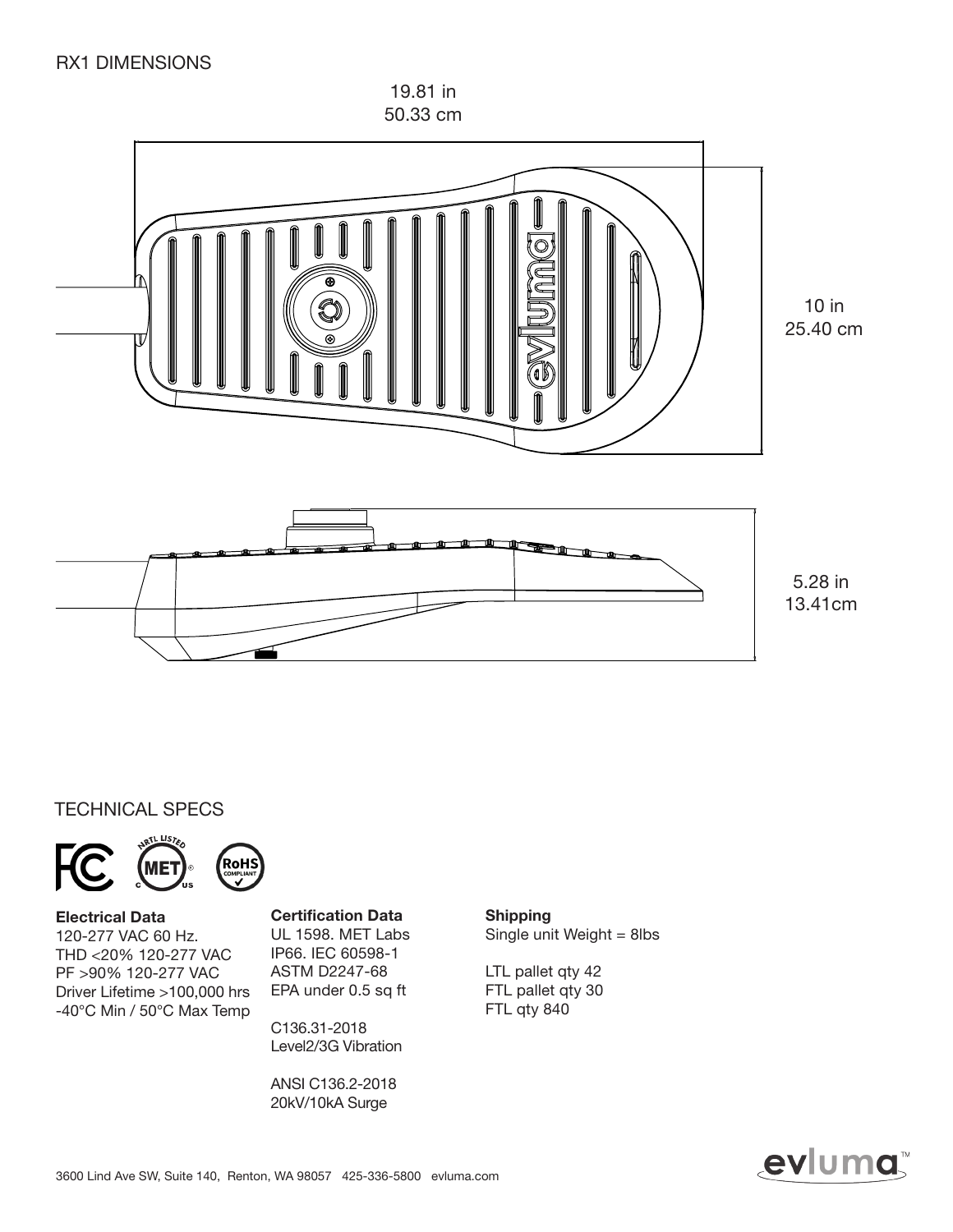## RX1 DIMENSIONS

19.81 in
50.33 cm

10 in
25.40 cm

5.28 in
13.41cm

## TECHNICAL SPECS

**Electrical Data**
120-277 VAC 60 Hz.
THD <20% 120-277 VAC
PF >90% 120-277 VAC
Driver Lifetime >100,000 hrs
-40°C Min / 50°C Max Temp

**Certification Data**
UL 1598. MET Labs
IP66. IEC 60598-1
ASTM D2247-68
EPA under 0.5 sq ft

C136.31-2018
Level2/3G Vibration

ANSI C136.2-2018
20kV/10kA Surge

**Shipping**
Single unit Weight = 8lbs

LTL pallet qty 42
FTL pallet qty 30
FTL qty 840

3600 Lind Ave SW, Suite 140, Renton, WA 98057 425-336-5800 evluma.com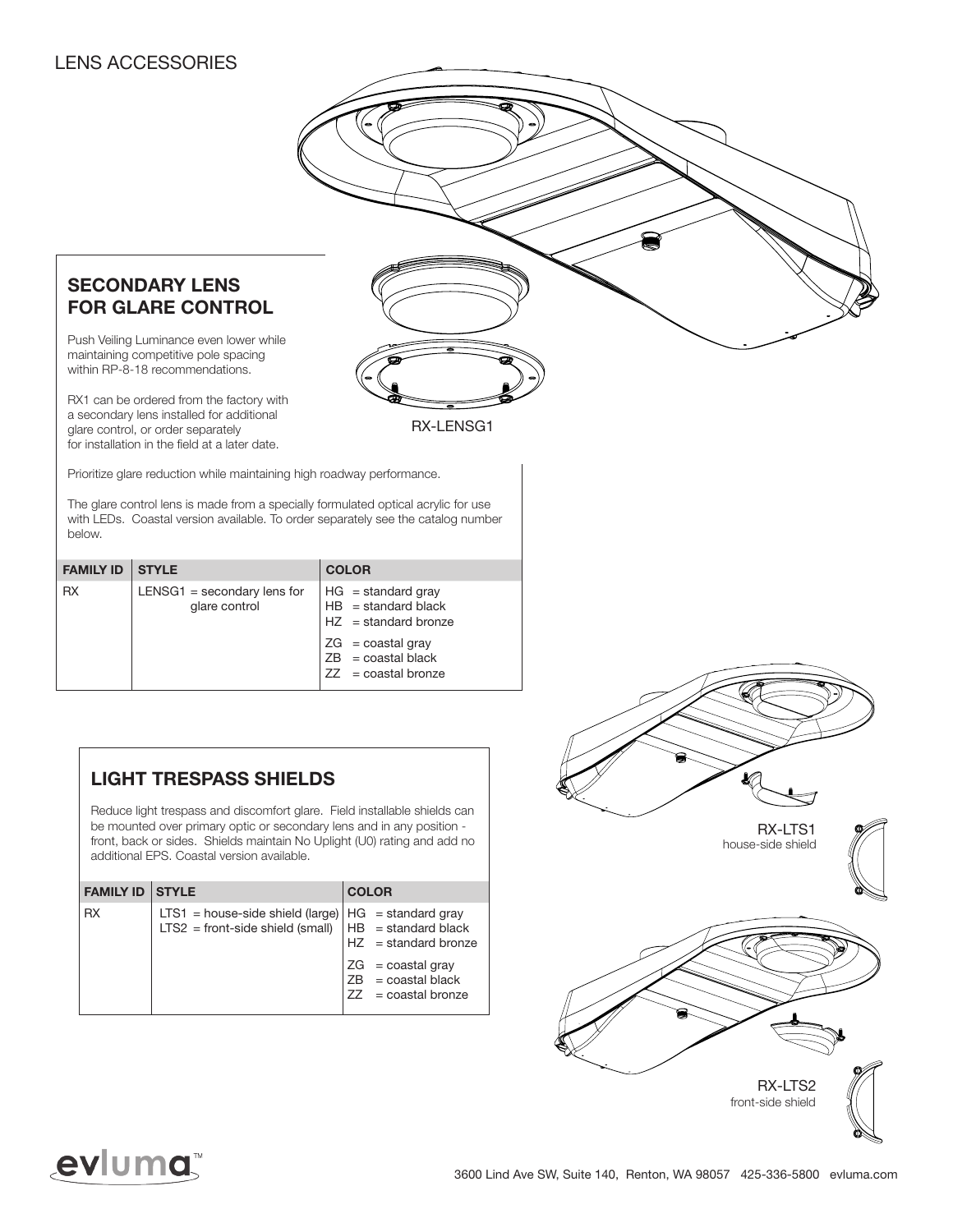# LENS ACCESSORIES

## SECONDARY LENS FOR GLARE CONTROL

Push Veiling Luminance even lower while maintaining competitive pole spacing within RP-8-18 recommendations.

RX1 can be ordered from the factory with a secondary lens installed for additional glare control, or order separately for installation in the field at a later date.

RX-LENSG1

Prioritize glare reduction while maintaining high roadway performance.

The glare control lens is made from a specially formulated optical acrylic for use with LEDs. Coastal version available. To order separately see the catalog number below.

| FAMILY ID | STYLE | COLOR |
|---|---|---|
| RX | LENSG1 = secondary lens for glare control | HG = standard gray<br>HB = standard black<br>HZ = standard bronze<br><br>ZG = coastal gray<br>ZB = coastal black<br>ZZ = coastal bronze |

## LIGHT TRESPASS SHIELDS

Reduce light trespass and discomfort glare. Field installable shields can be mounted over primary optic or secondary lens and in any position - front, back or sides. Shields maintain No Uplight (U0) rating and add no additional EPS. Coastal version available.

| FAMILY ID | STYLE | COLOR |
|---|---|---|
| RX | LTS1 = house-side shield (large)<br>LTS2 = front-side shield (small) | HG = standard gray<br>HB = standard black<br>HZ = standard bronze<br><br>ZG = coastal gray<br>ZB = coastal black<br>ZZ = coastal bronze |

RX-LTS1
house-side shield

RX-LTS2
front-side shield

evluma™

3600 Lind Ave SW, Suite 140, Renton, WA 98057 425-336-5800 evluma.com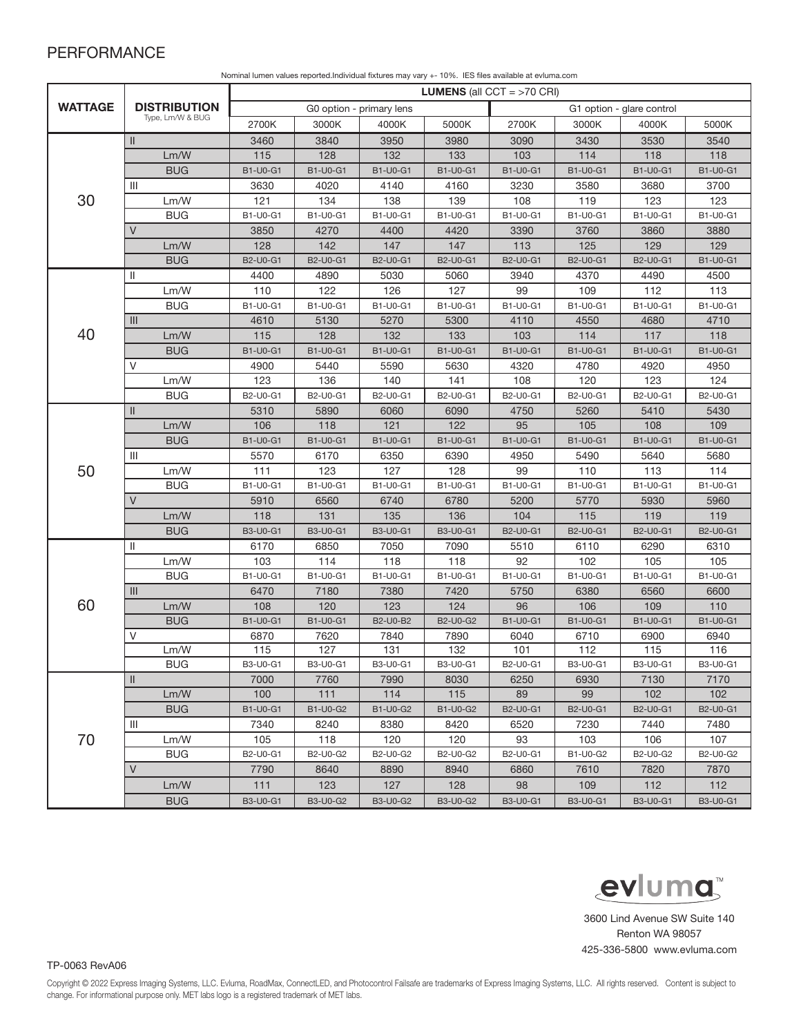## PERFORMANCE

Nominal lumen values reported.Individual fixtures may vary +- 10%. IES files available at evluma.com

| WATTAGE | DISTRIBUTION Type, Lm/W & BUG | LUMENS (all CCT = >70 CRI) | | | | | | | |
|---|---|---|---|---|---|---|---|---|---|
| | | G0 option - primary lens | | | | G1 option - glare control | | | |
| | | 2700K | 3000K | 4000K | 5000K | 2700K | 3000K | 4000K | 5000K |
| 30 | II | 3460 | 3840 | 3950 | 3980 | 3090 | 3430 | 3530 | 3540 |
| | Lm/W | 115 | 128 | 132 | 133 | 103 | 114 | 118 | 118 |
| | BUG | B1-U0-G1 | B1-U0-G1 | B1-U0-G1 | B1-U0-G1 | B1-U0-G1 | B1-U0-G1 | B1-U0-G1 | B1-U0-G1 |
| | III | 3630 | 4020 | 4140 | 4160 | 3230 | 3580 | 3680 | 3700 |
| | Lm/W | 121 | 134 | 138 | 139 | 108 | 119 | 123 | 123 |
| | BUG | B1-U0-G1 | B1-U0-G1 | B1-U0-G1 | B1-U0-G1 | B1-U0-G1 | B1-U0-G1 | B1-U0-G1 | B1-U0-G1 |
| | V | 3850 | 4270 | 4400 | 4420 | 3390 | 3760 | 3860 | 3880 |
| | Lm/W | 128 | 142 | 147 | 147 | 113 | 125 | 129 | 129 |
| | BUG | B2-U0-G1 | B2-U0-G1 | B2-U0-G1 | B2-U0-G1 | B2-U0-G1 | B2-U0-G1 | B2-U0-G1 | B1-U0-G1 |
| 40 | II | 4400 | 4890 | 5030 | 5060 | 3940 | 4370 | 4490 | 4500 |
| | Lm/W | 110 | 122 | 126 | 127 | 99 | 109 | 112 | 113 |
| | BUG | B1-U0-G1 | B1-U0-G1 | B1-U0-G1 | B1-U0-G1 | B1-U0-G1 | B1-U0-G1 | B1-U0-G1 | B1-U0-G1 |
| | III | 4610 | 5130 | 5270 | 5300 | 4110 | 4550 | 4680 | 4710 |
| | Lm/W | 115 | 128 | 132 | 133 | 103 | 114 | 117 | 118 |
| | BUG | B1-U0-G1 | B1-U0-G1 | B1-U0-G1 | B1-U0-G1 | B1-U0-G1 | B1-U0-G1 | B1-U0-G1 | B1-U0-G1 |
| | V | 4900 | 5440 | 5590 | 5630 | 4320 | 4780 | 4920 | 4950 |
| | Lm/W | 123 | 136 | 140 | 141 | 108 | 120 | 123 | 124 |
| | BUG | B2-U0-G1 | B2-U0-G1 | B2-U0-G1 | B2-U0-G1 | B2-U0-G1 | B2-U0-G1 | B2-U0-G1 | B2-U0-G1 |
| 50 | II | 5310 | 5890 | 6060 | 6090 | 4750 | 5260 | 5410 | 5430 |
| | Lm/W | 106 | 118 | 121 | 122 | 95 | 105 | 108 | 109 |
| | BUG | B1-U0-G1 | B1-U0-G1 | B1-U0-G1 | B1-U0-G1 | B1-U0-G1 | B1-U0-G1 | B1-U0-G1 | B1-U0-G1 |
| | III | 5570 | 6170 | 6350 | 6390 | 4950 | 5490 | 5640 | 5680 |
| | Lm/W | 111 | 123 | 127 | 128 | 99 | 110 | 113 | 114 |
| | BUG | B1-U0-G1 | B1-U0-G1 | B1-U0-G1 | B1-U0-G1 | B1-U0-G1 | B1-U0-G1 | B1-U0-G1 | B1-U0-G1 |
| | V | 5910 | 6560 | 6740 | 6780 | 5200 | 5770 | 5930 | 5960 |
| | Lm/W | 118 | 131 | 135 | 136 | 104 | 115 | 119 | 119 |
| | BUG | B3-U0-G1 | B3-U0-G1 | B3-U0-G1 | B3-U0-G1 | B2-U0-G1 | B2-U0-G1 | B2-U0-G1 | B2-U0-G1 |
| 60 | II | 6170 | 6850 | 7050 | 7090 | 5510 | 6110 | 6290 | 6310 |
| | Lm/W | 103 | 114 | 118 | 118 | 92 | 102 | 105 | 105 |
| | BUG | B1-U0-G1 | B1-U0-G1 | B1-U0-G1 | B1-U0-G1 | B1-U0-G1 | B1-U0-G1 | B1-U0-G1 | B1-U0-G1 |
| | III | 6470 | 7180 | 7380 | 7420 | 5750 | 6380 | 6560 | 6600 |
| | Lm/W | 108 | 120 | 123 | 124 | 96 | 106 | 109 | 110 |
| | BUG | B1-U0-G1 | B1-U0-G1 | B2-U0-B2 | B2-U0-G2 | B1-U0-G1 | B1-U0-G1 | B1-U0-G1 | B1-U0-G1 |
| | V | 6870 | 7620 | 7840 | 7890 | 6040 | 6710 | 6900 | 6940 |
| | Lm/W | 115 | 127 | 131 | 132 | 101 | 112 | 115 | 116 |
| | BUG | B3-U0-G1 | B3-U0-G1 | B3-U0-G1 | B3-U0-G1 | B2-U0-G1 | B3-U0-G1 | B3-U0-G1 | B3-U0-G1 |
| 70 | II | 7000 | 7760 | 7990 | 8030 | 6250 | 6930 | 7130 | 7170 |
| | Lm/W | 100 | 111 | 114 | 115 | 89 | 99 | 102 | 102 |
| | BUG | B1-U0-G1 | B1-U0-G2 | B1-U0-G2 | B1-U0-G2 | B2-U0-G1 | B2-U0-G1 | B2-U0-G1 | B2-U0-G1 |
| | III | 7340 | 8240 | 8380 | 8420 | 6520 | 7230 | 7440 | 7480 |
| | Lm/W | 105 | 118 | 120 | 120 | 93 | 103 | 106 | 107 |
| | BUG | B2-U0-G1 | B2-U0-G2 | B2-U0-G2 | B2-U0-G2 | B2-U0-G1 | B1-U0-G2 | B2-U0-G2 | B2-U0-G2 |
| | V | 7790 | 8640 | 8890 | 8940 | 6860 | 7610 | 7820 | 7870 |
| | Lm/W | 111 | 123 | 127 | 128 | 98 | 109 | 112 | 112 |
| | BUG | B3-U0-G1 | B3-U0-G2 | B3-U0-G2 | B3-U0-G2 | B3-U0-G1 | B3-U0-G1 | B3-U0-G1 | B3-U0-G1 |

evluma™

3600 Lind Avenue SW Suite 140
Renton WA 98057
425-336-5800 www.evluma.com

TP-0063 RevA06

Copyright © 2022 Express Imaging Systems, LLC. Evluma, RoadMax, ConnectLED, and Photocontrol Failsafe are trademarks of Express Imaging Systems, LLC. All rights reserved. Content is subject to change. For informational purpose only. MET labs logo is a registered trademark of MET labs.